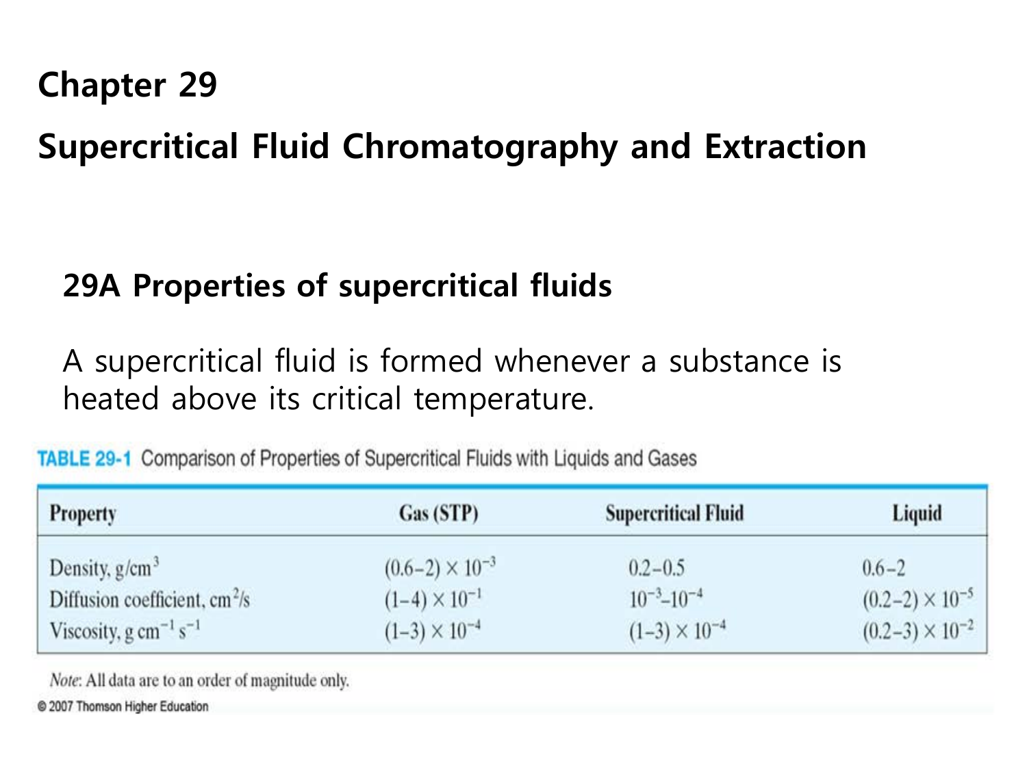# Chapter 29

# Supercritical Fluid Chromatography and Extraction

## 29A Properties of supercritical fluids

A supercritical fluid is formed whenever a substance is heated above its critical temperature.

**TABLE 29-1** Comparison of Properties of Supercritical Fluids with Liquids and Gases

| Property | Gas (STP) | Supercritical Fluid | Liquid |
|---|---|---|---|
| Density, $g/cm^3$ | $(0.6–2) \times 10^{-3}$ | 0.2–0.5 | 0.6–2 |
| Diffusion coefficient, $cm^2/s$ | $(1–4) \times 10^{-1}$ | $10^{-3}$–$10^{-4}$ | $(0.2–2) \times 10^{-5}$ |
| Viscosity, $g\ cm^{-1}\ s^{-1}$ | $(1–3) \times 10^{-4}$ | $(1–3) \times 10^{-4}$ | $(0.2–3) \times 10^{-2}$ |

*Note*: All data are to an order of magnitude only.

© 2007 Thomson Higher Education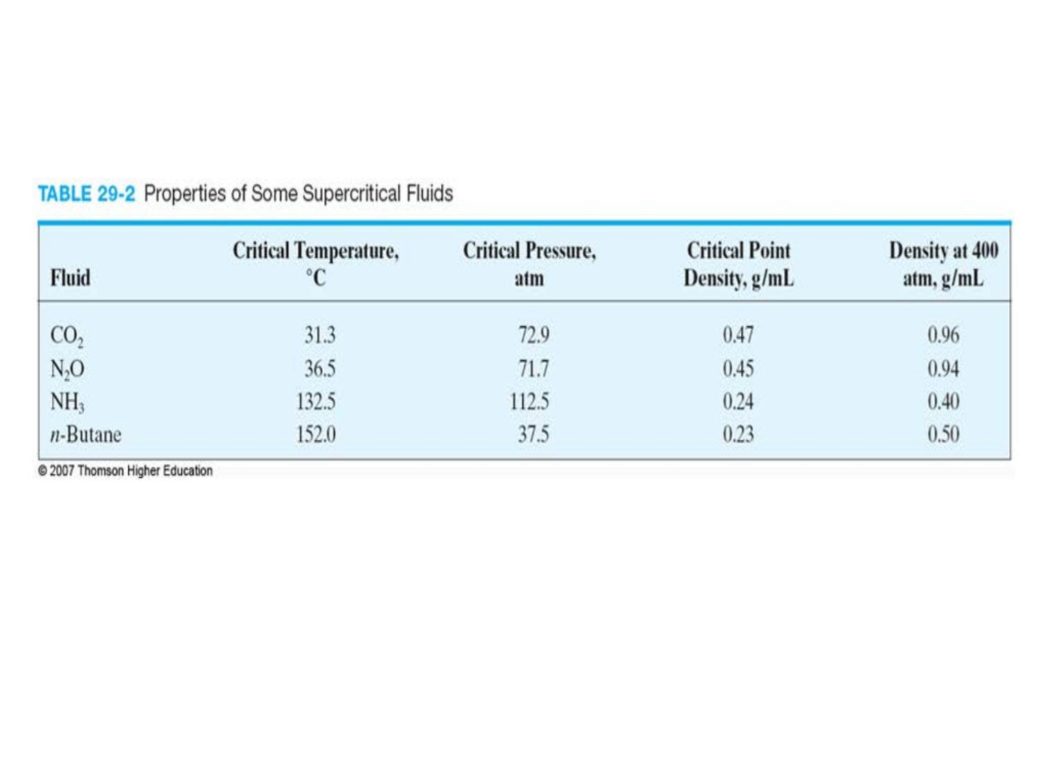**TABLE 29-2** Properties of Some Supercritical Fluids

| Fluid | Critical Temperature, °C | Critical Pressure, atm | Critical Point Density, g/mL | Density at 400 atm, g/mL |
|---|---|---|---|---|
| $CO_2$ | 31.3 | 72.9 | 0.47 | 0.96 |
| $N_2O$ | 36.5 | 71.7 | 0.45 | 0.94 |
| $NH_3$ | 132.5 | 112.5 | 0.24 | 0.40 |
| *n*-Butane | 152.0 | 37.5 | 0.23 | 0.50 |

© 2007 Thomson Higher Education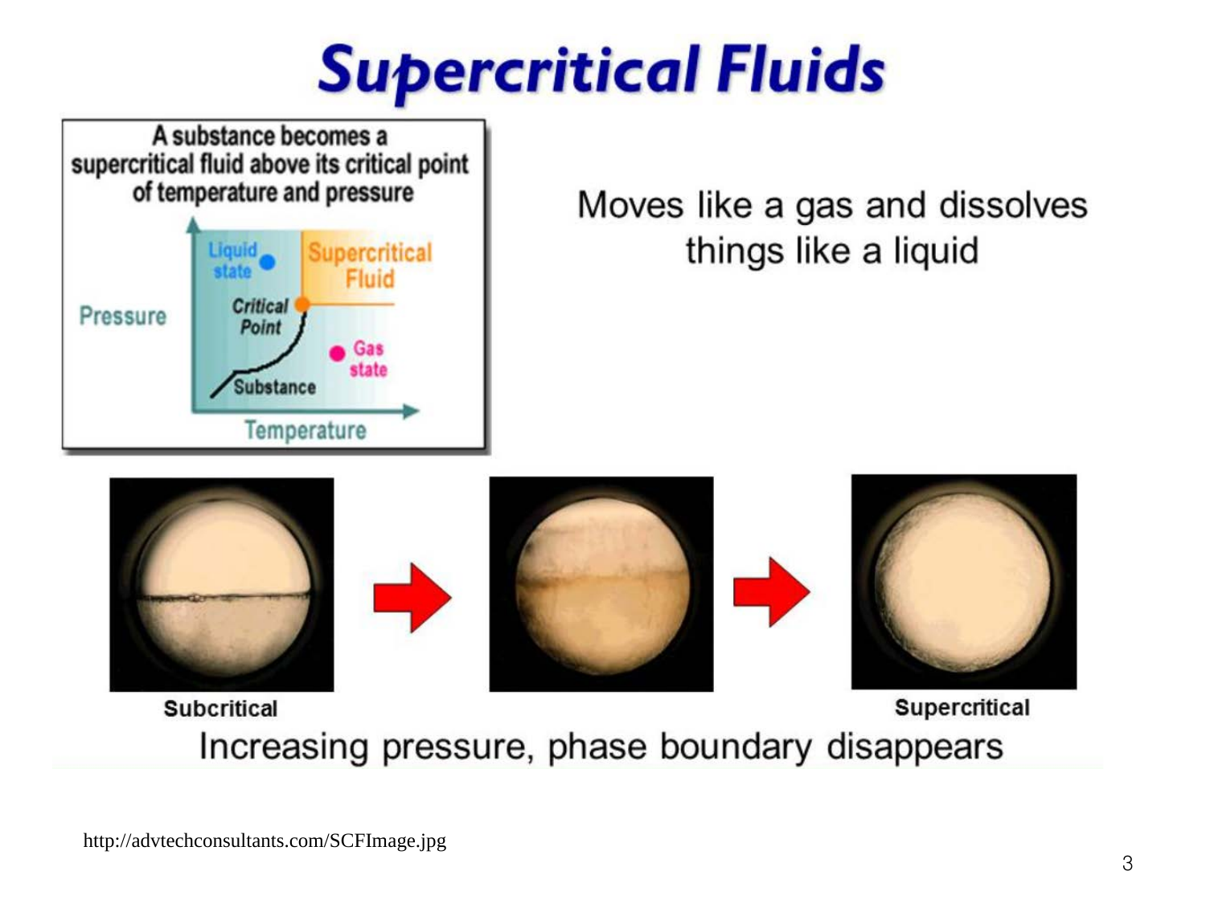# Supercritical Fluids

A substance becomes a supercritical fluid above its critical point of temperature and pressure

Moves like a gas and dissolves things like a liquid

Subcritical

Supercritical

Increasing pressure, phase boundary disappears

http://advtechconsultants.com/SCFImage.jpg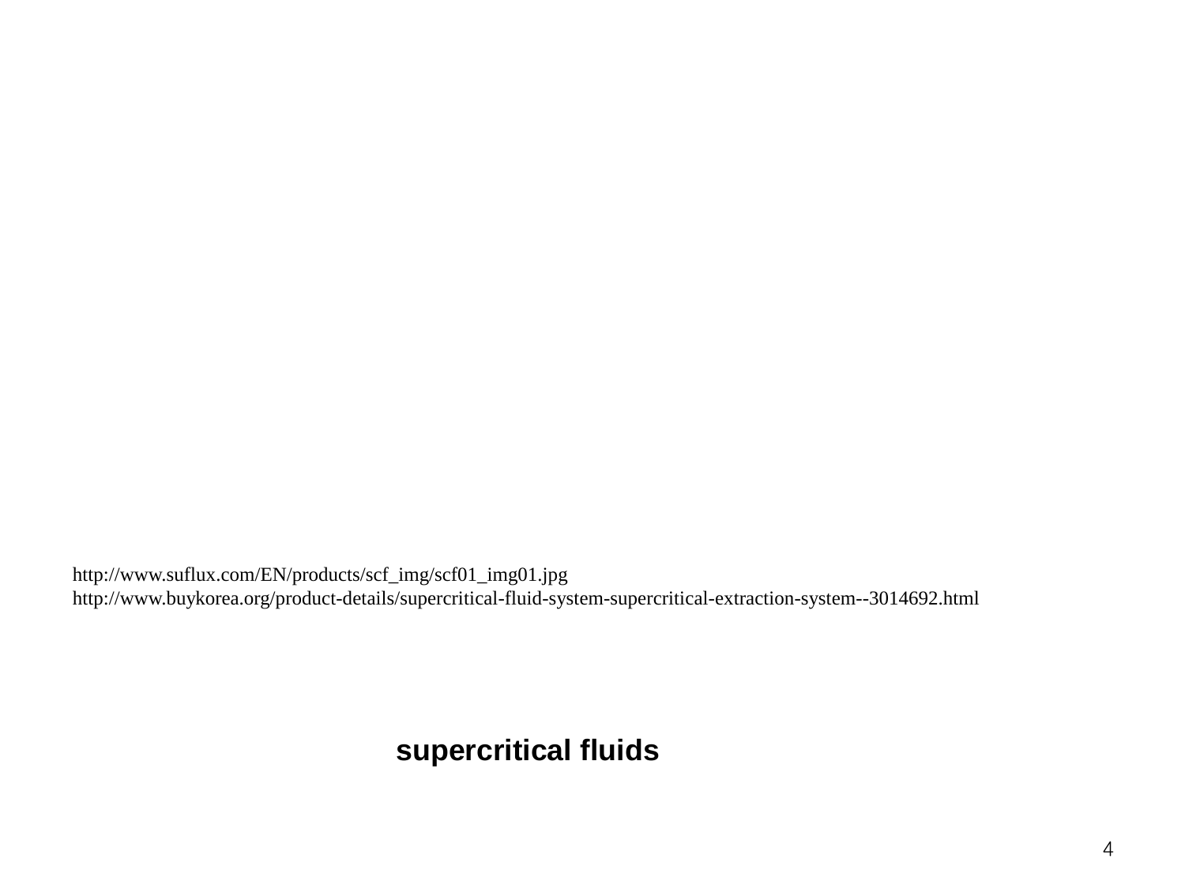http://www.suflux.com/EN/products/scf_img/scf01_img01.jpg
http://www.buykorea.org/product-details/supercritical-fluid-system-supercritical-extraction-system--3014692.html

**supercritical fluids**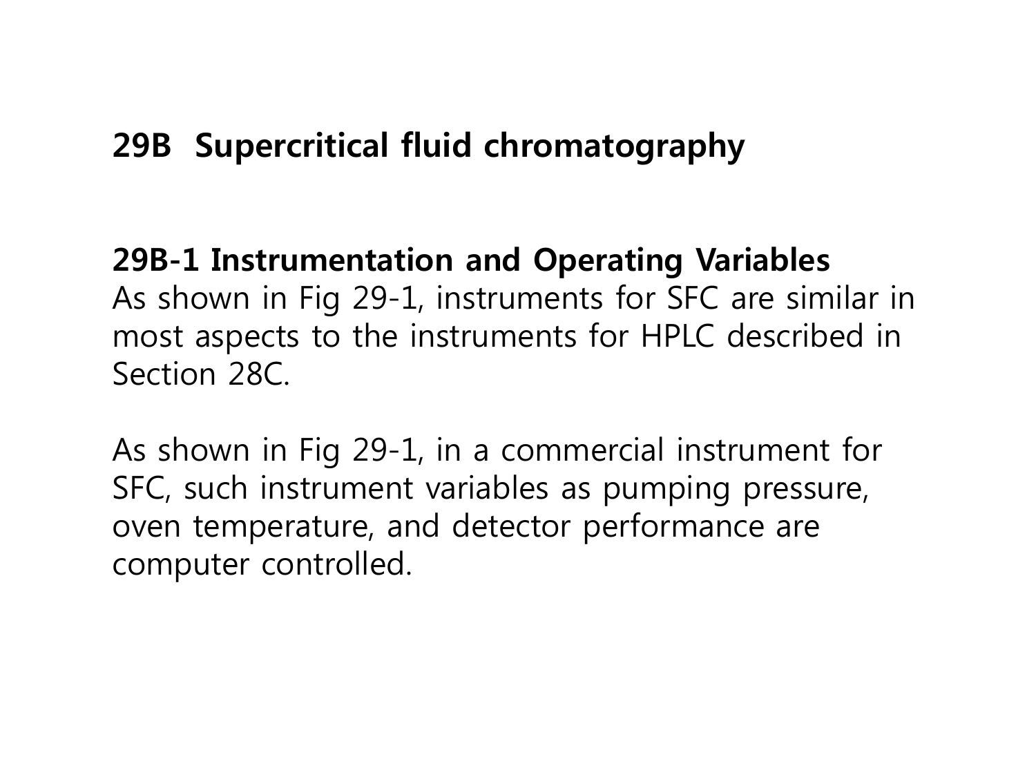## 29B Supercritical fluid chromatography

### 29B-1 Instrumentation and Operating Variables

As shown in Fig 29-1, instruments for SFC are similar in most aspects to the instruments for HPLC described in Section 28C.

As shown in Fig 29-1, in a commercial instrument for SFC, such instrument variables as pumping pressure, oven temperature, and detector performance are computer controlled.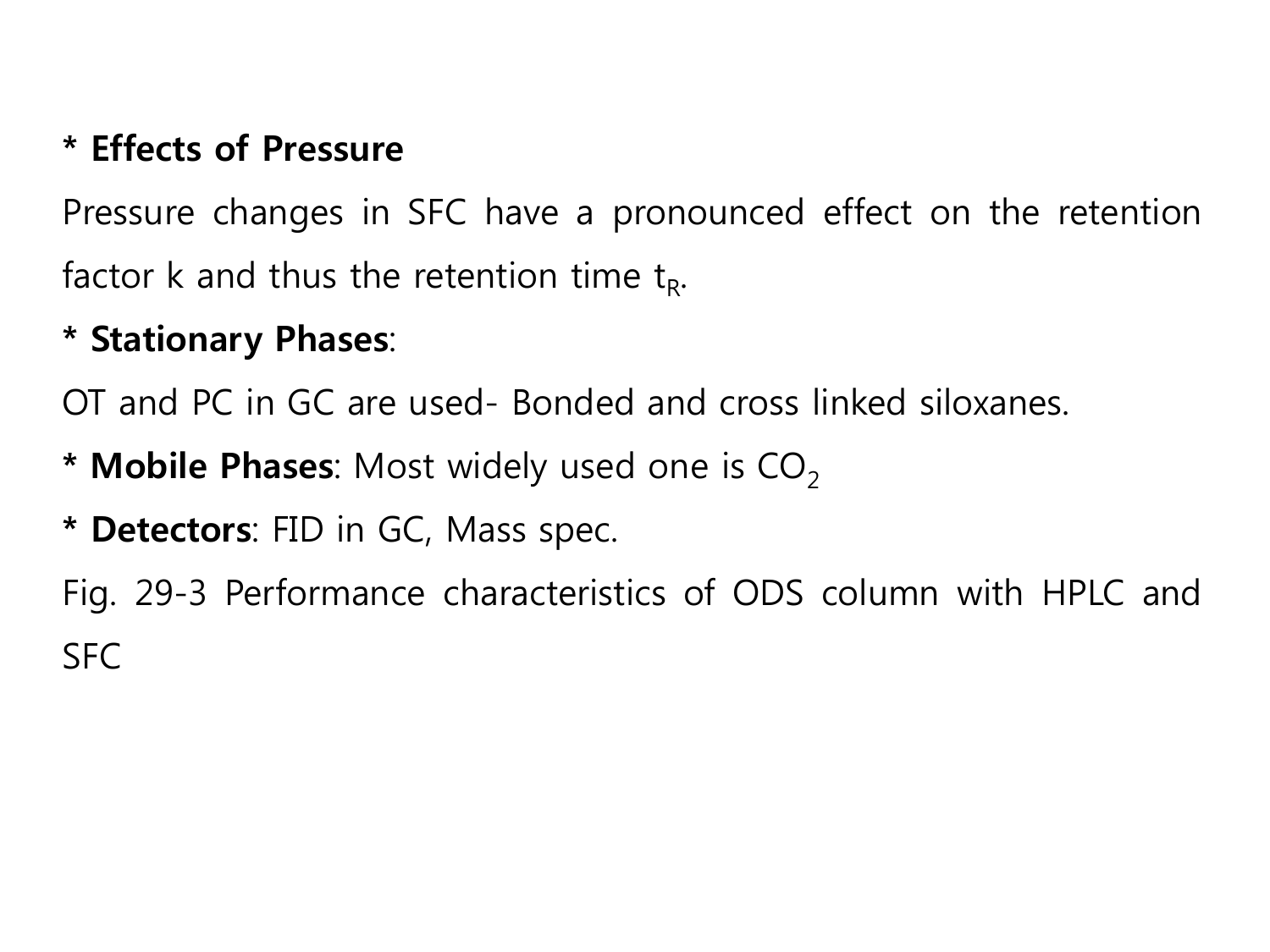**\* Effects of Pressure**

Pressure changes in SFC have a pronounced effect on the retention factor k and thus the retention time $t_R$.

**\* Stationary Phases**:

OT and PC in GC are used- Bonded and cross linked siloxanes.

**\* Mobile Phases**: Most widely used one is $CO_2$

**\* Detectors**: FID in GC, Mass spec.

Fig. 29-3 Performance characteristics of ODS column with HPLC and SFC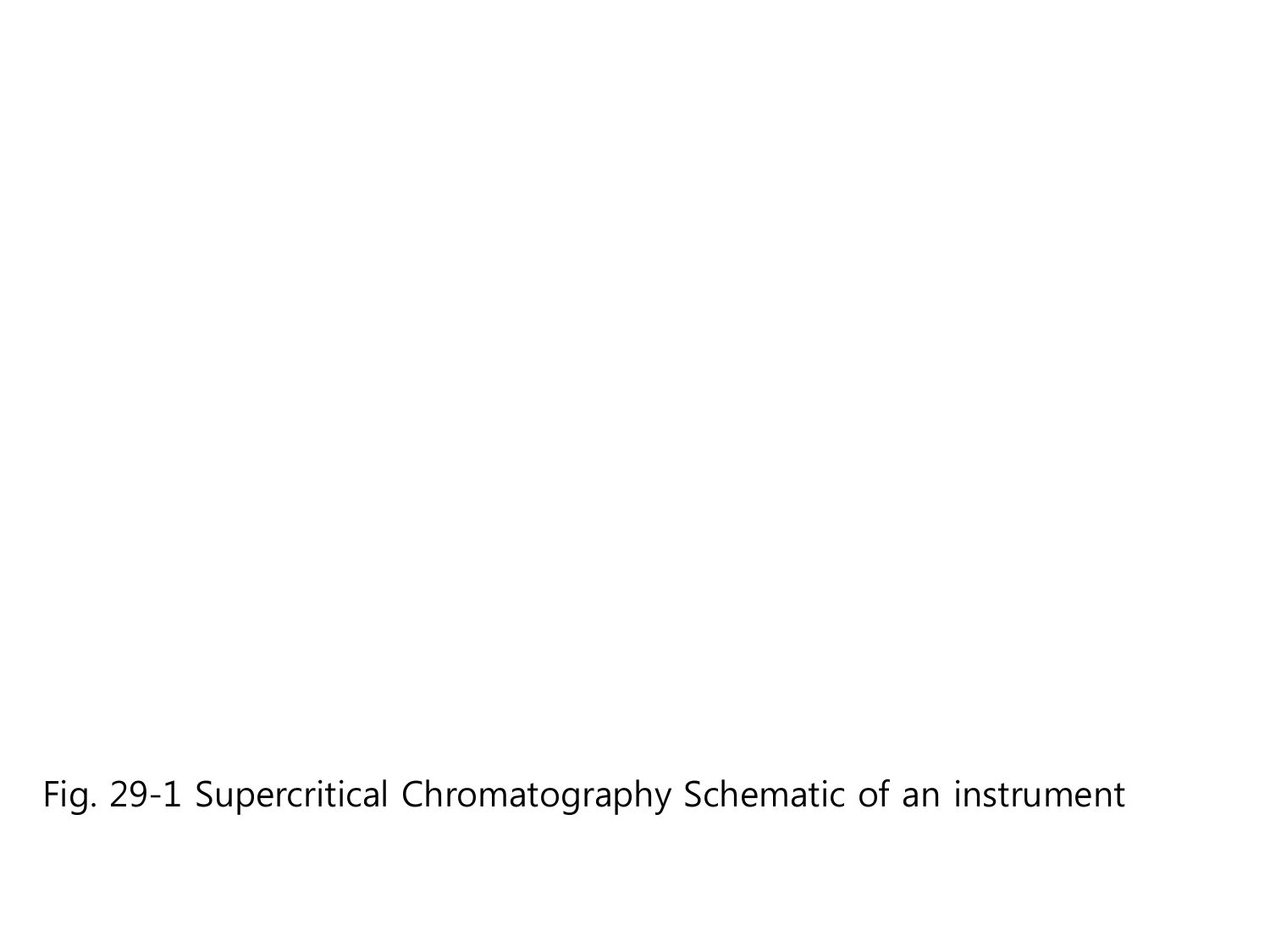Fig. 29-1 Supercritical Chromatography Schematic of an instrument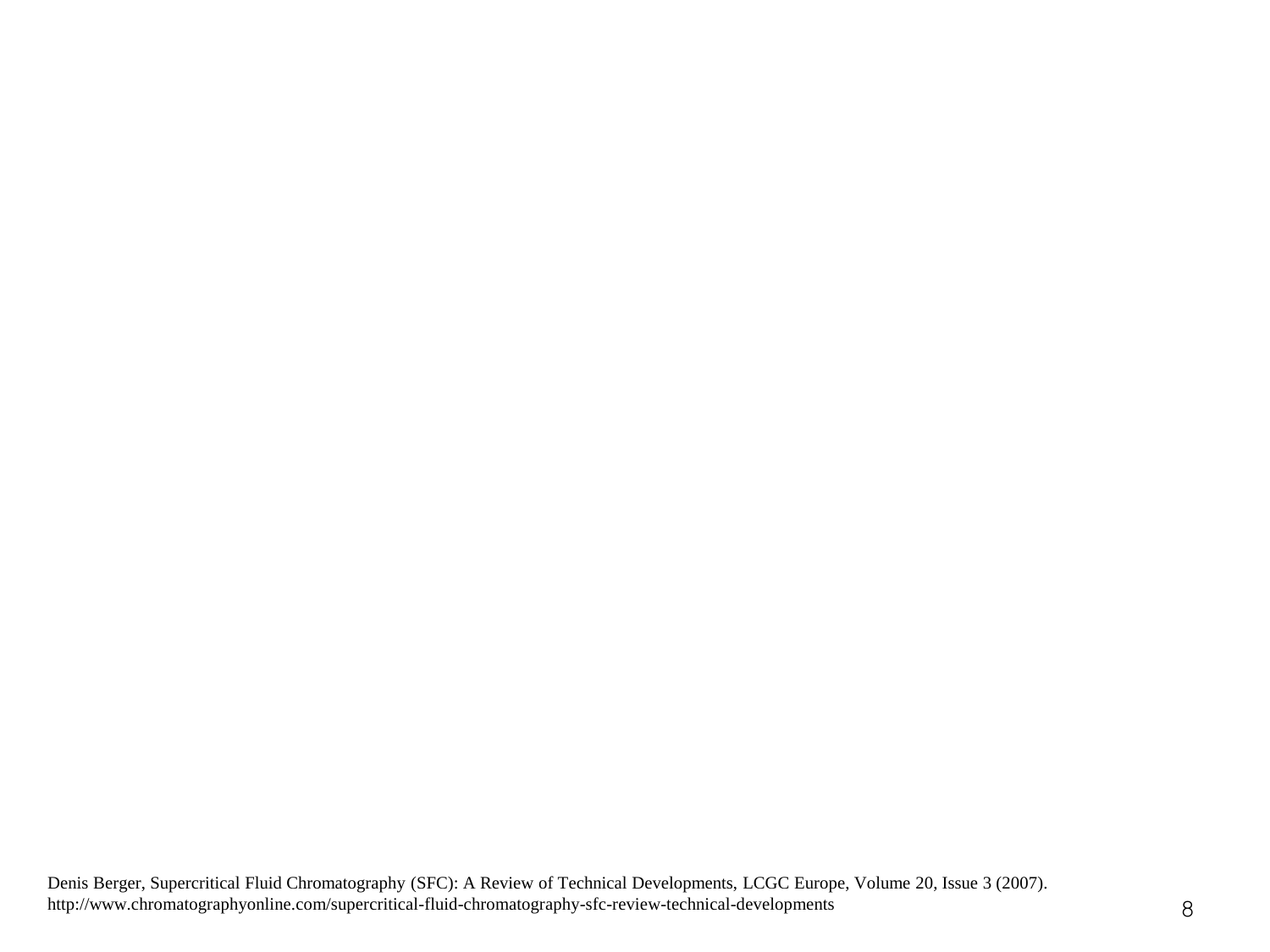Denis Berger, Supercritical Fluid Chromatography (SFC): A Review of Technical Developments, LCGC Europe, Volume 20, Issue 3 (2007).
http://www.chromatographyonline.com/supercritical-fluid-chromatography-sfc-review-technical-developments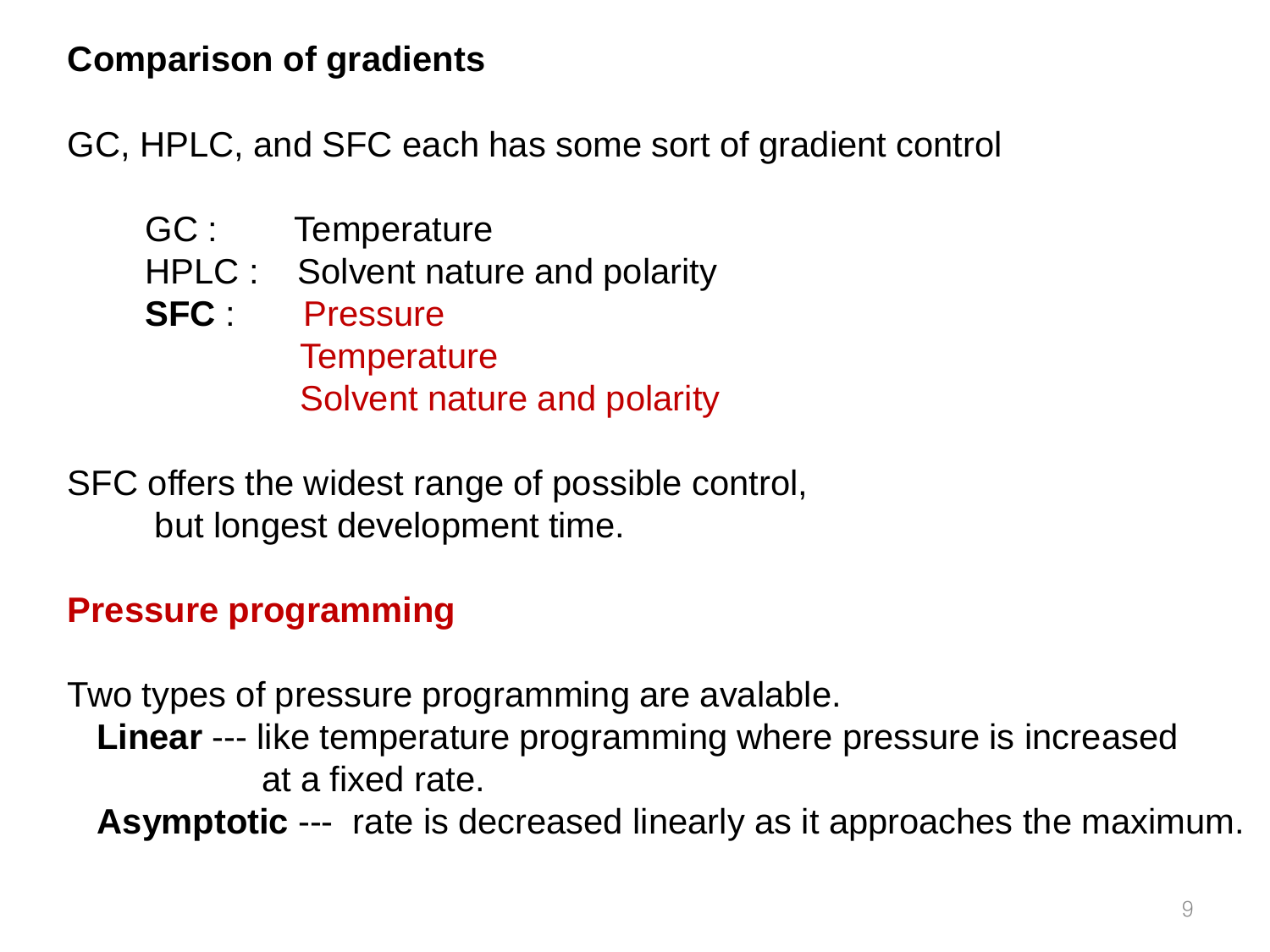## Comparison of gradients

GC, HPLC, and SFC each has some sort of gradient control

- GC : Temperature
- HPLC : Solvent nature and polarity
- **SFC** : Pressure
  - Temperature
  - Solvent nature and polarity

SFC offers the widest range of possible control,
but longest development time.

## Pressure programming

Two types of pressure programming are avalable.

- **Linear** --- like temperature programming where pressure is increased at a fixed rate.
- **Asymptotic** --- rate is decreased linearly as it approaches the maximum.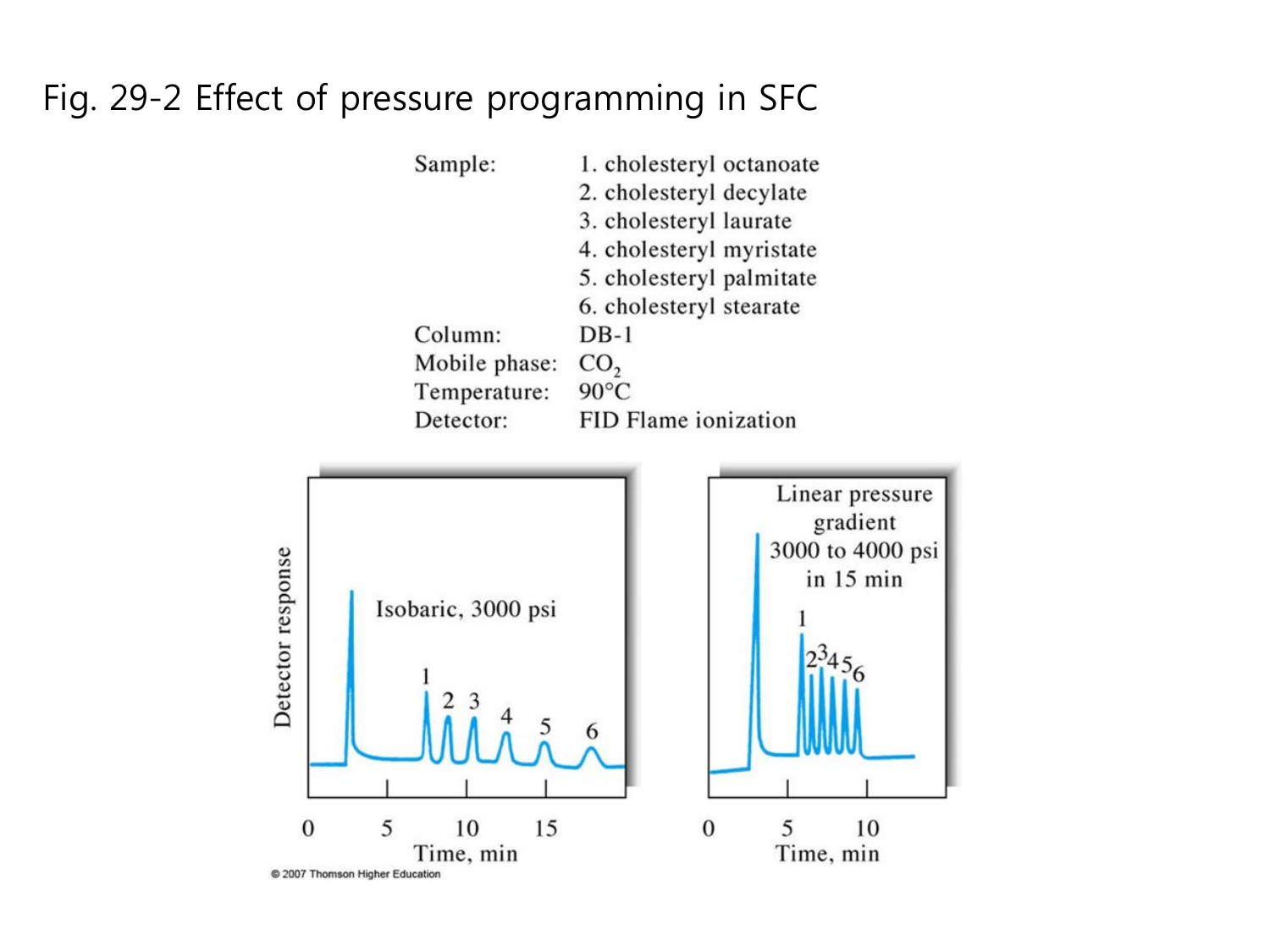# Fig. 29-2 Effect of pressure programming in SFC

Sample: 1. cholesteryl octanoate
2. cholesteryl decylate
3. cholesteryl laurate
4. cholesteryl myristate
5. cholesteryl palmitate
6. cholesteryl stearate

Column: DB-1

Mobile phase: $CO_2$

Temperature: 90°C

Detector: FID Flame ionization

Isobaric, 3000 psi

Linear pressure gradient 3000 to 4000 psi in 15 min

Detector response

Time, min

© 2007 Thomson Higher Education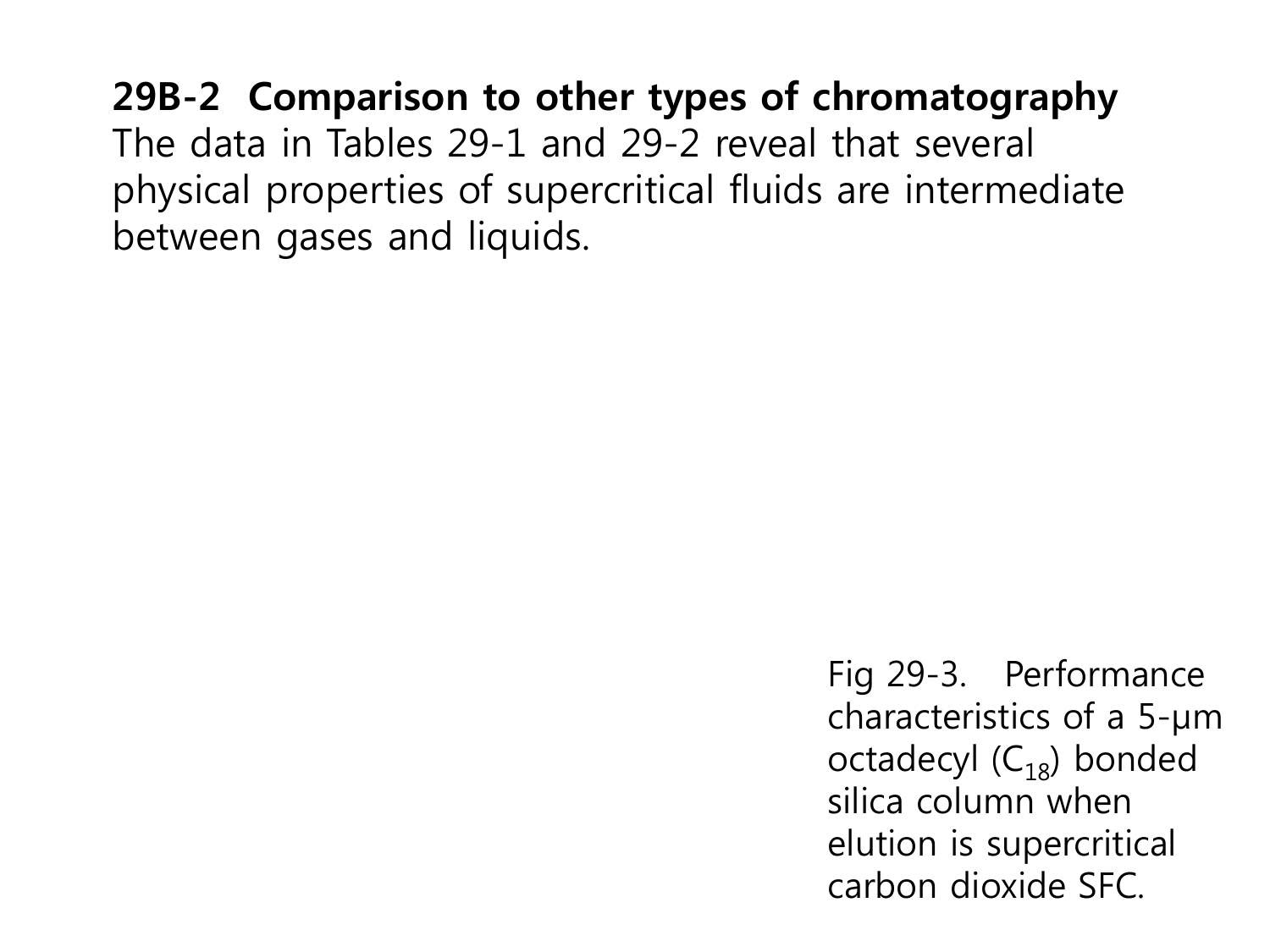## 29B-2 Comparison to other types of chromatography

The data in Tables 29-1 and 29-2 reveal that several physical properties of supercritical fluids are intermediate between gases and liquids.

Fig 29-3. Performance characteristics of a 5-μm octadecyl ($C_{18}$) bonded silica column when elution is supercritical carbon dioxide SFC.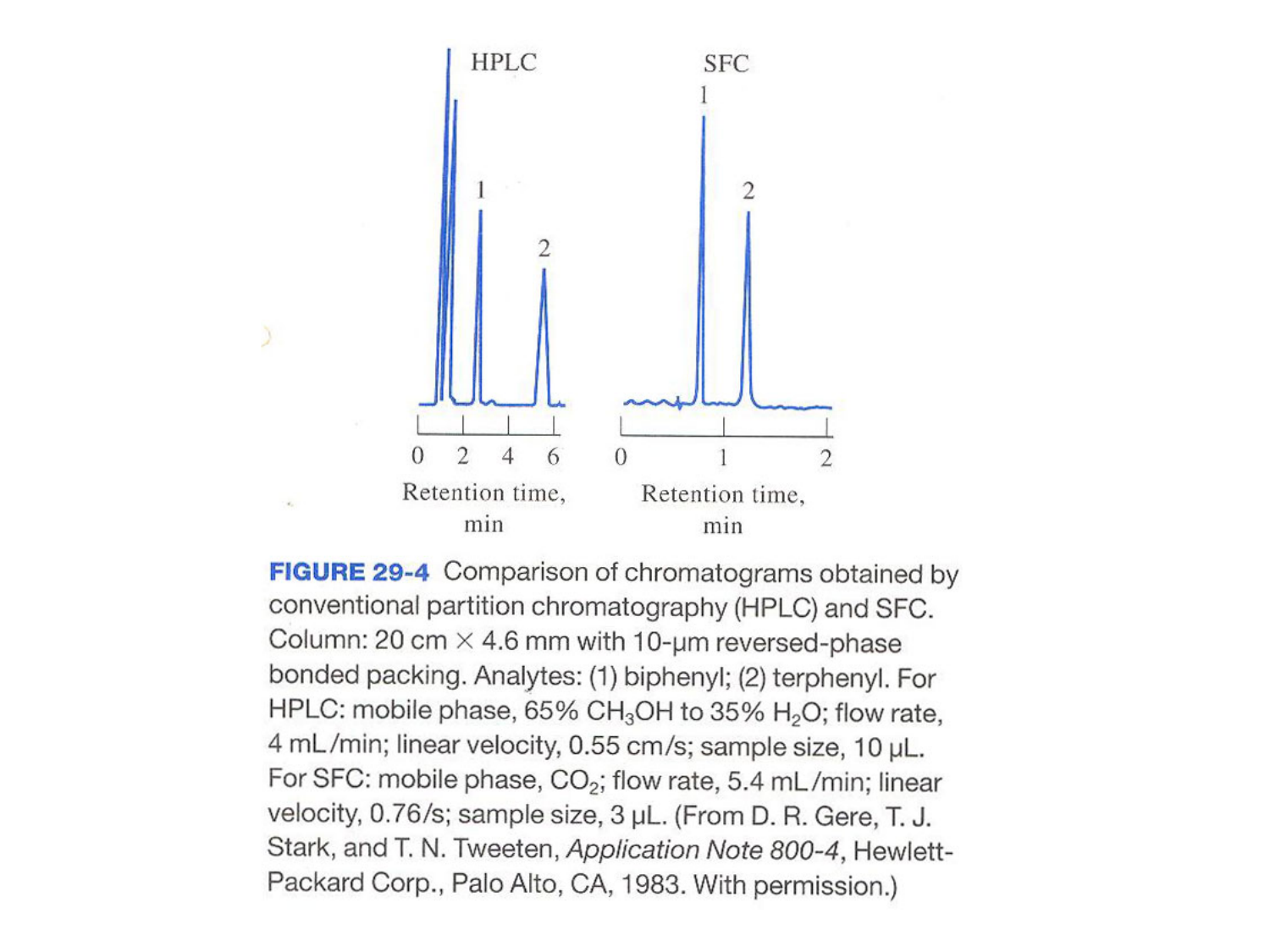**FIGURE 29-4** Comparison of chromatograms obtained by conventional partition chromatography (HPLC) and SFC. Column: 20 cm × 4.6 mm with 10-μm reversed-phase bonded packing. Analytes: (1) biphenyl; (2) terphenyl. For HPLC: mobile phase, 65% $CH_3OH$ to 35% $H_2O$; flow rate, 4 mL/min; linear velocity, 0.55 cm/s; sample size, 10 μL. For SFC: mobile phase, $CO_2$; flow rate, 5.4 mL/min; linear velocity, 0.76/s; sample size, 3 μL. (From D. R. Gere, T. J. Stark, and T. N. Tweeten, *Application Note 800-4*, Hewlett-Packard Corp., Palo Alto, CA, 1983. With permission.)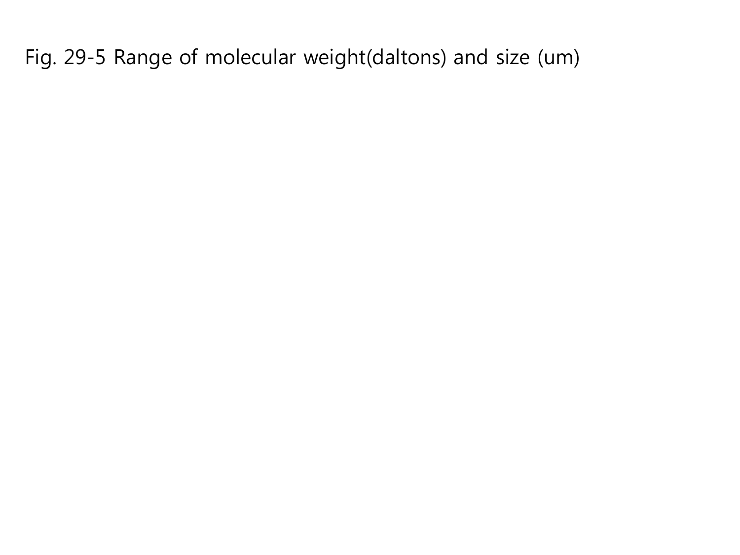Fig. 29-5 Range of molecular weight(daltons) and size (um)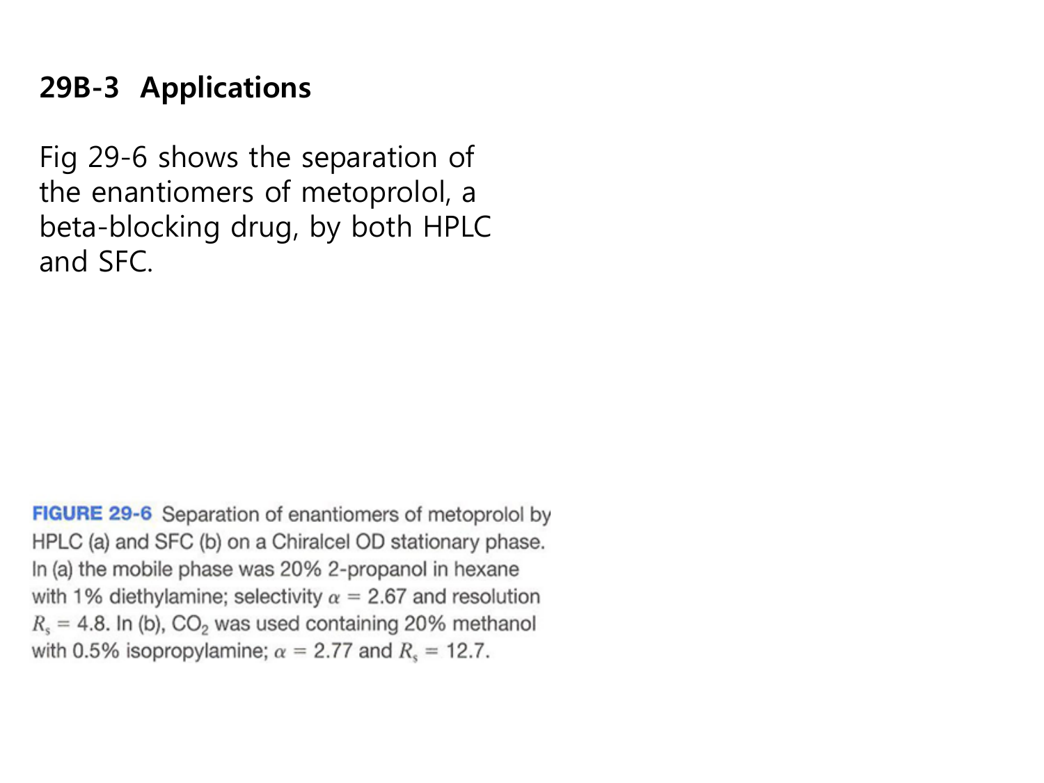## 29B-3 Applications

Fig 29-6 shows the separation of the enantiomers of metoprolol, a beta-blocking drug, by both HPLC and SFC.

**FIGURE 29-6** Separation of enantiomers of metoprolol by HPLC (a) and SFC (b) on a Chiralcel OD stationary phase. In (a) the mobile phase was 20% 2-propanol in hexane with 1% diethylamine; selectivity $\alpha = 2.67$ and resolution $R_s = 4.8$. In (b), $CO_2$ was used containing 20% methanol with 0.5% isopropylamine; $\alpha = 2.77$ and $R_s = 12.7$.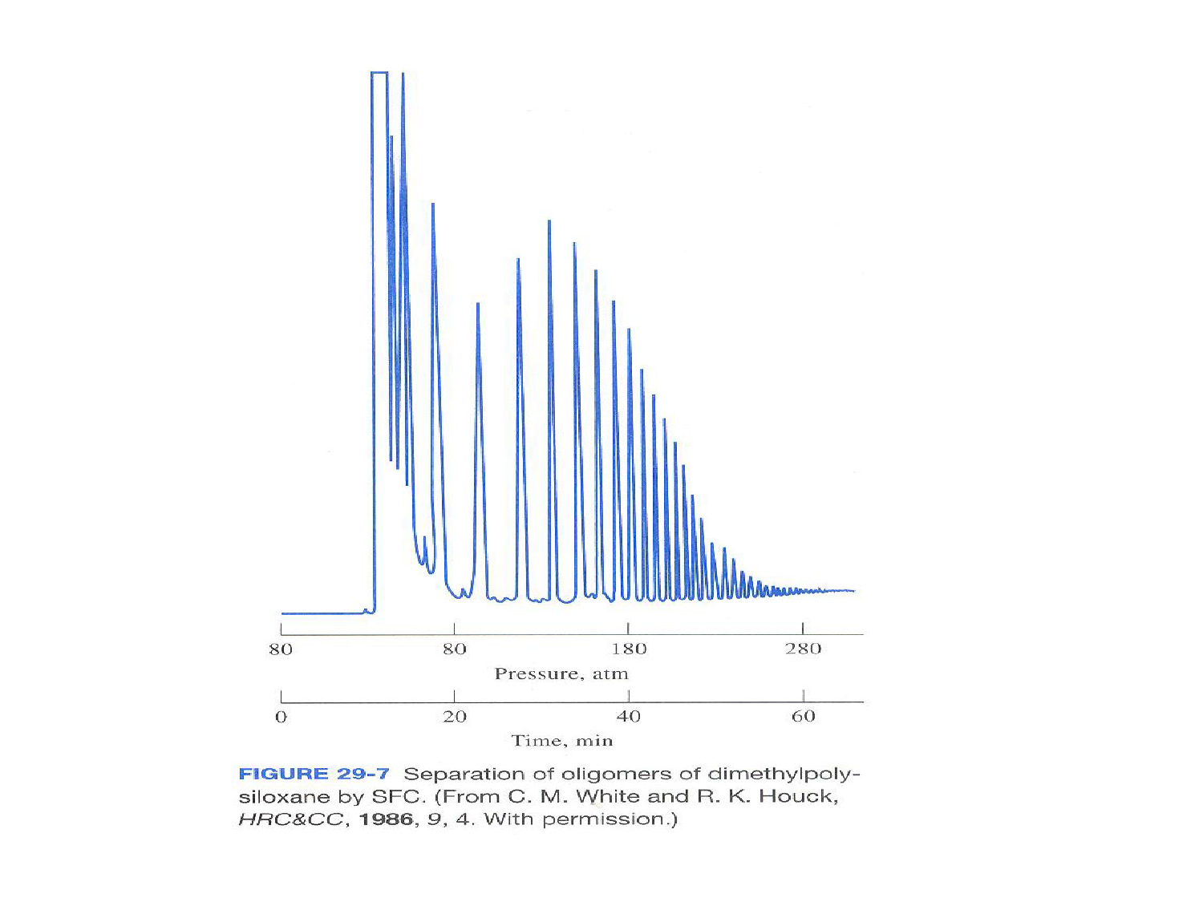**FIGURE 29-7** Separation of oligomers of dimethylpolysiloxane by SFC. (From C. M. White and R. K. Houck, *HRC&CC*, **1986**, *9*, 4. With permission.)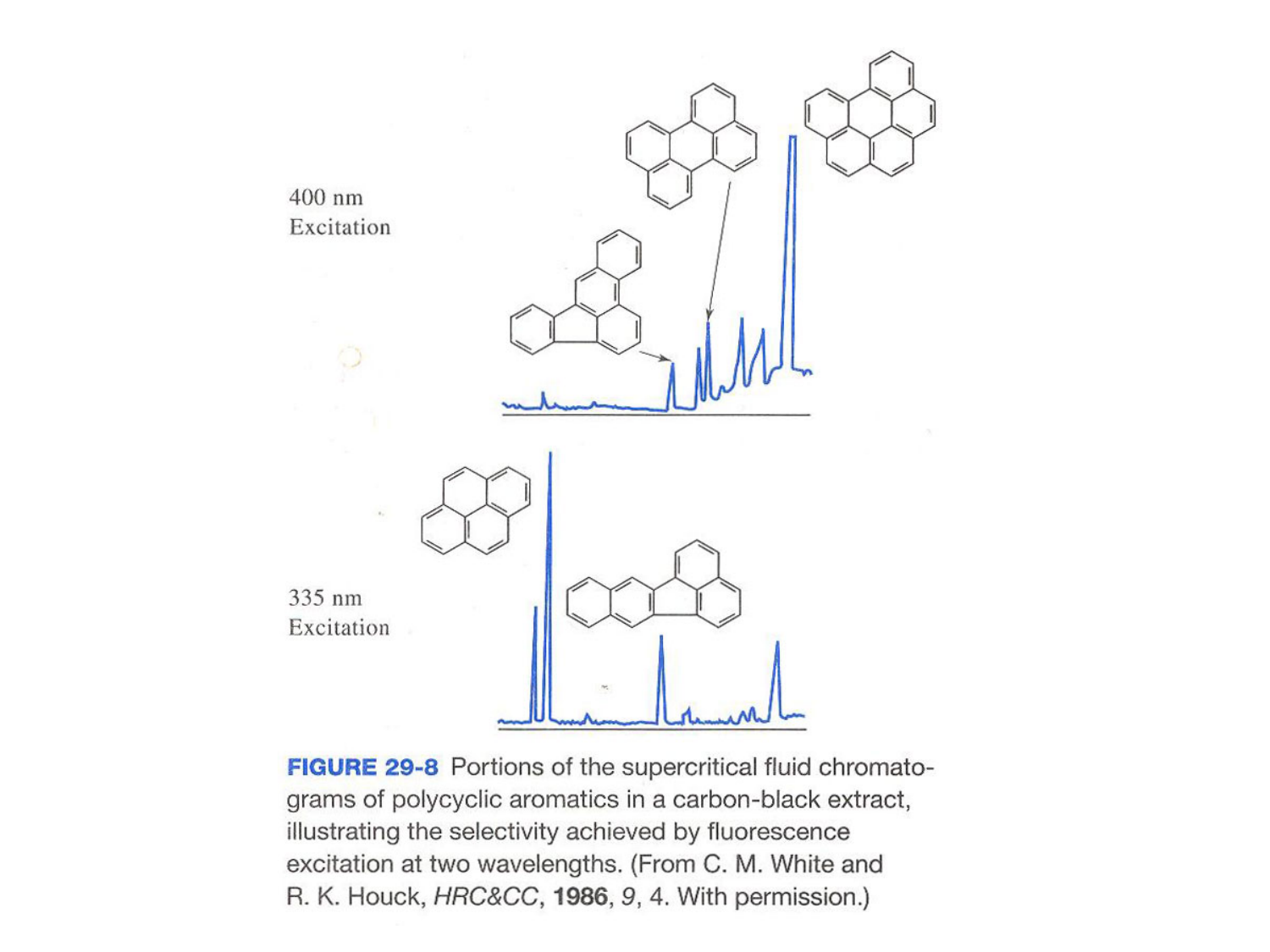400 nm
Excitation

335 nm
Excitation

**FIGURE 29-8** Portions of the supercritical fluid chromatograms of polycyclic aromatics in a carbon-black extract, illustrating the selectivity achieved by fluorescence excitation at two wavelengths. (From C. M. White and R. K. Houck, *HRC&CC*, **1986**, *9*, 4. With permission.)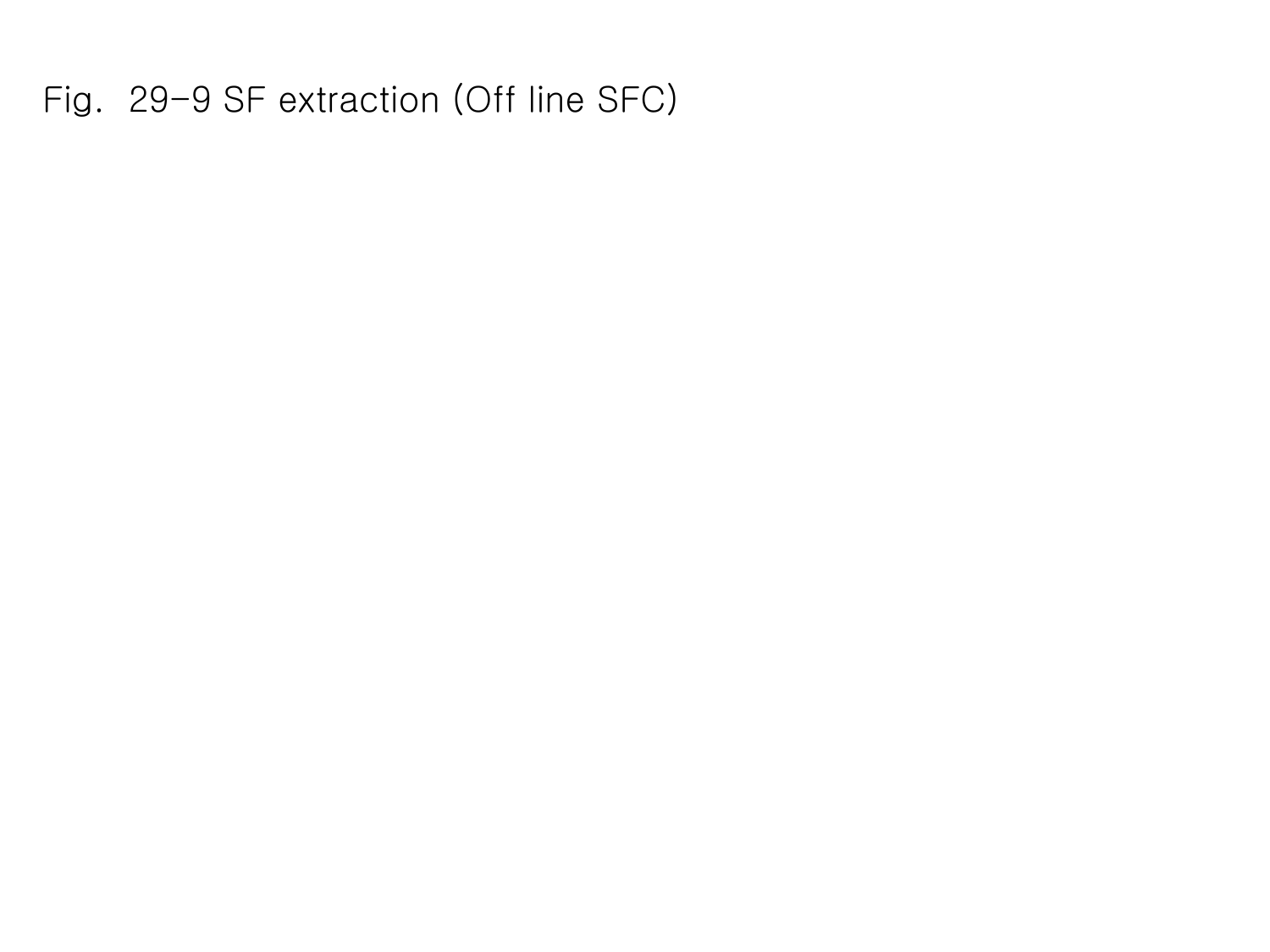Fig. 29-9 SF extraction (Off line SFC)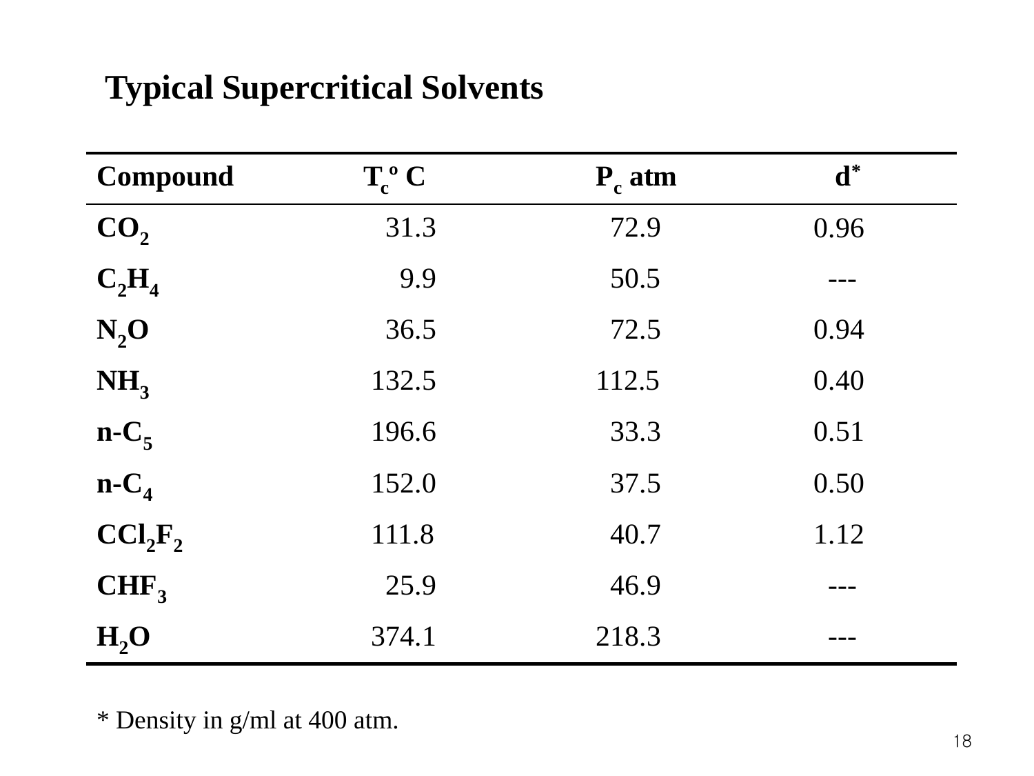## Typical Supercritical Solvents

| Compound | $T_c$ °C | $P_c$ atm | d* |
|---|---|---|---|
| $CO_2$ | 31.3 | 72.9 | 0.96 |
| $C_2H_4$ | 9.9 | 50.5 | --- |
| $N_2O$ | 36.5 | 72.5 | 0.94 |
| $NH_3$ | 132.5 | 112.5 | 0.40 |
| n-$C_5$ | 196.6 | 33.3 | 0.51 |
| n-$C_4$ | 152.0 | 37.5 | 0.50 |
| $CCl_2F_2$ | 111.8 | 40.7 | 1.12 |
| $CHF_3$ | 25.9 | 46.9 | --- |
| $H_2O$ | 374.1 | 218.3 | --- |

* Density in g/ml at 400 atm.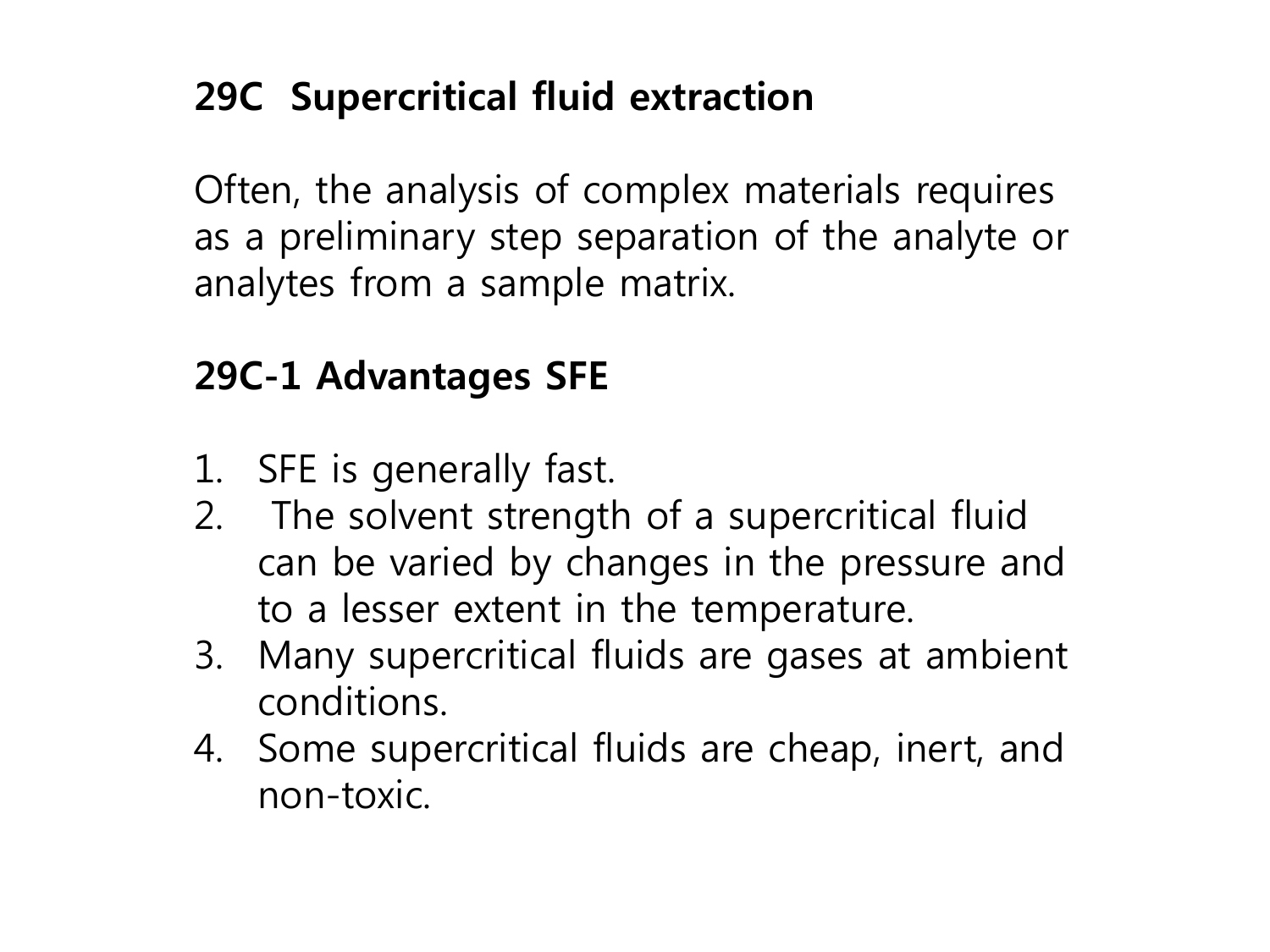## 29C Supercritical fluid extraction

Often, the analysis of complex materials requires as a preliminary step separation of the analyte or analytes from a sample matrix.

## 29C-1 Advantages SFE

1. SFE is generally fast.
2. The solvent strength of a supercritical fluid can be varied by changes in the pressure and to a lesser extent in the temperature.
3. Many supercritical fluids are gases at ambient conditions.
4. Some supercritical fluids are cheap, inert, and non-toxic.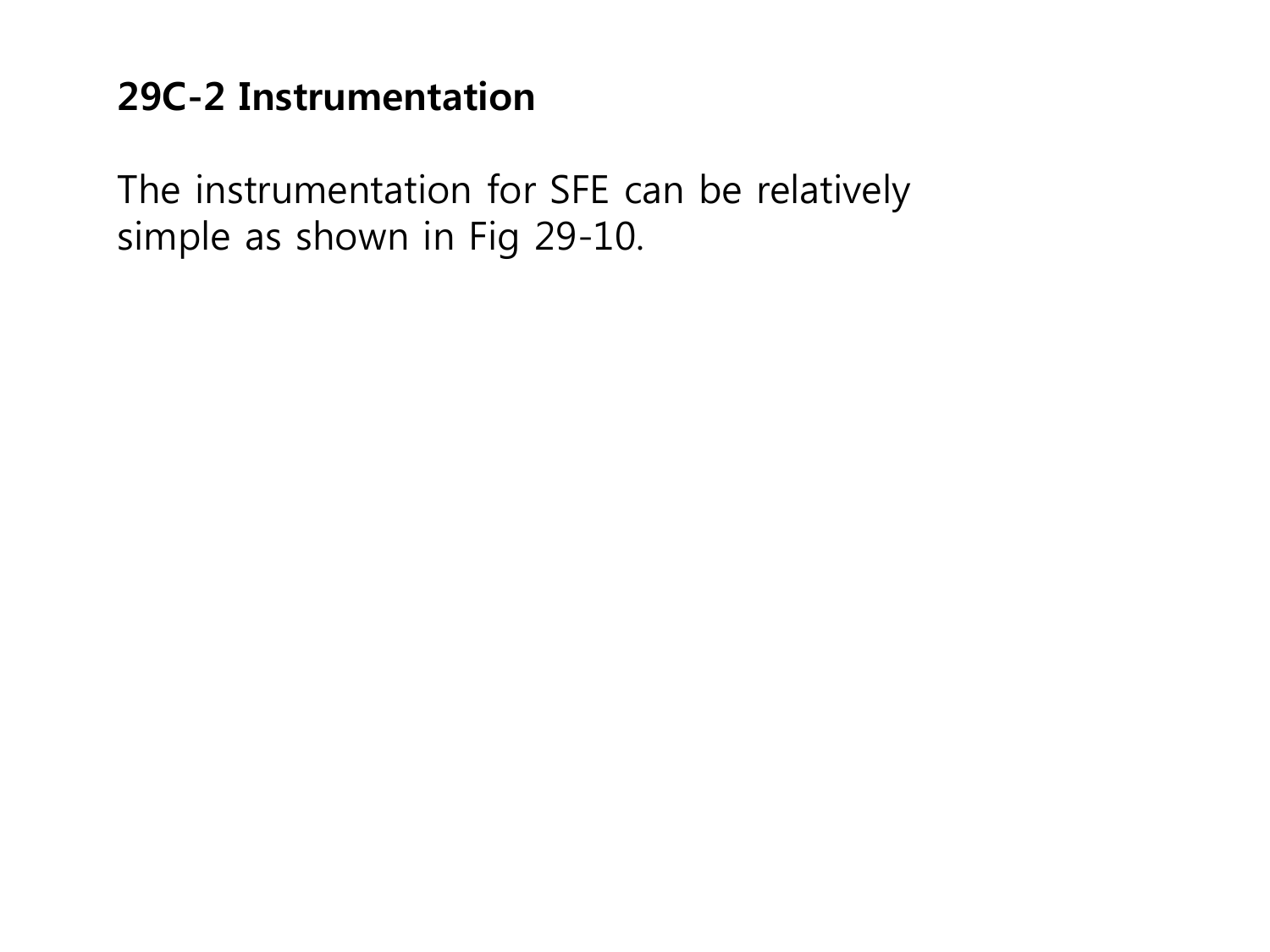**29C-2 Instrumentation**

The instrumentation for SFE can be relatively simple as shown in Fig 29-10.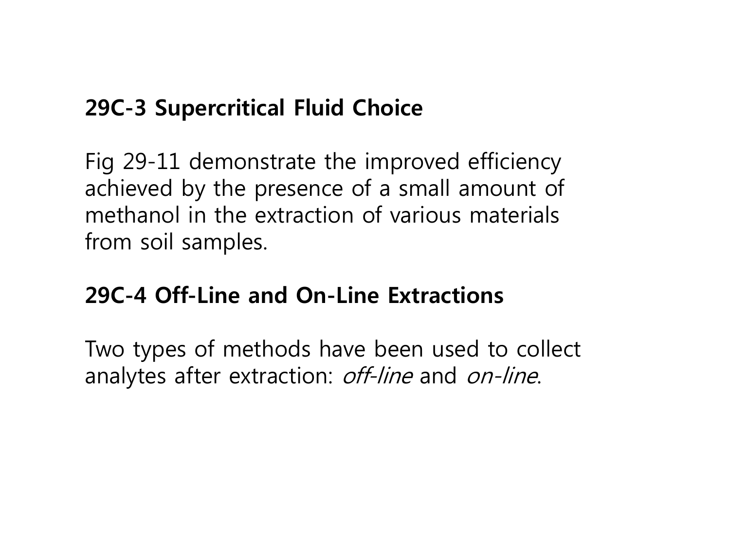**29C-3 Supercritical Fluid Choice**

Fig 29-11 demonstrate the improved efficiency achieved by the presence of a small amount of methanol in the extraction of various materials from soil samples.

**29C-4 Off-Line and On-Line Extractions**

Two types of methods have been used to collect analytes after extraction: *off-line* and *on-line*.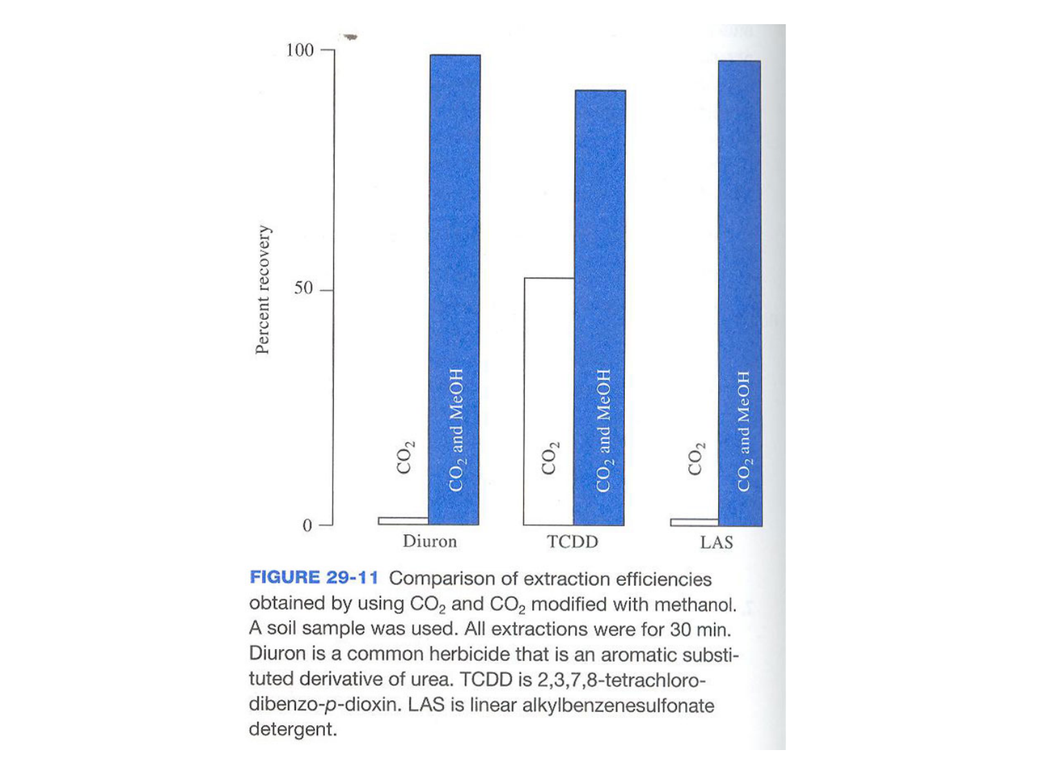**FIGURE 29-11** Comparison of extraction efficiencies obtained by using $CO_2$ and $CO_2$ modified with methanol. A soil sample was used. All extractions were for 30 min. Diuron is a common herbicide that is an aromatic substituted derivative of urea. TCDD is 2,3,7,8-tetrachlorodibenzo-*p*-dioxin. LAS is linear alkylbenzenesulfonate detergent.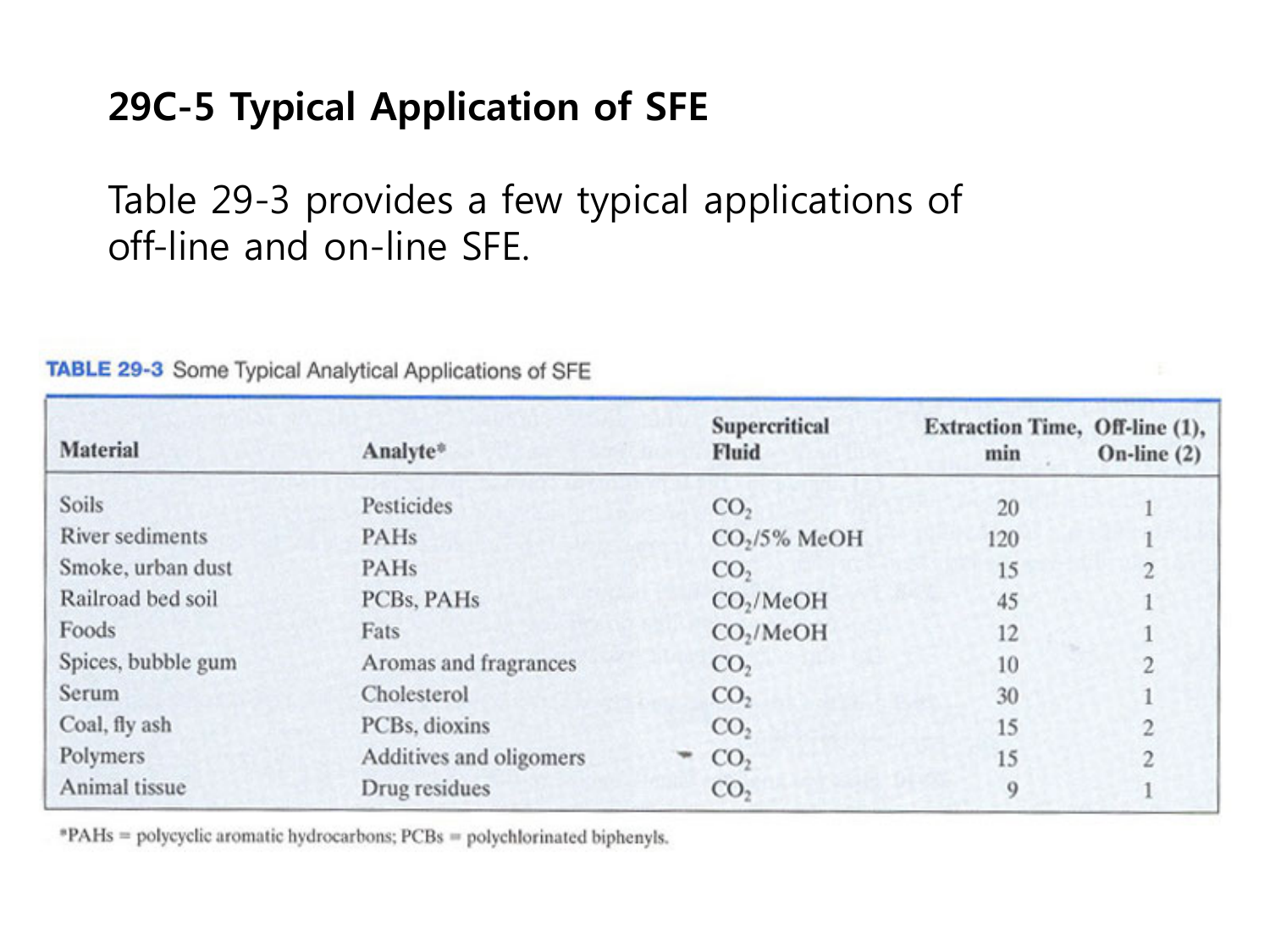## 29C-5 Typical Application of SFE

Table 29-3 provides a few typical applications of off-line and on-line SFE.

**TABLE 29-3** Some Typical Analytical Applications of SFE

| Material | Analyte* | Supercritical Fluid | Extraction Time, min | Off-line (1), On-line (2) |
|---|---|---|---|---|
| Soils | Pesticides | $CO_2$ | 20 | 1 |
| River sediments | PAHs | $CO_2$/5% MeOH | 120 | 1 |
| Smoke, urban dust | PAHs | $CO_2$ | 15 | 2 |
| Railroad bed soil | PCBs, PAHs | $CO_2$/MeOH | 45 | 1 |
| Foods | Fats | $CO_2$/MeOH | 12 | 1 |
| Spices, bubble gum | Aromas and fragrances | $CO_2$ | 10 | 2 |
| Serum | Cholesterol | $CO_2$ | 30 | 1 |
| Coal, fly ash | PCBs, dioxins | $CO_2$ | 15 | 2 |
| Polymers | Additives and oligomers | $CO_2$ | 15 | 2 |
| Animal tissue | Drug residues | $CO_2$ | 9 | 1 |

*PAHs = polycyclic aromatic hydrocarbons; PCBs = polychlorinated biphenyls.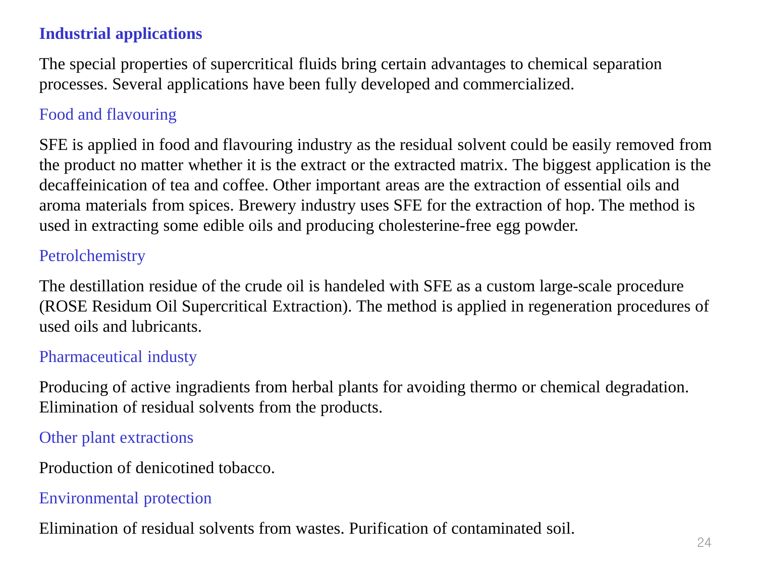## Industrial applications

The special properties of supercritical fluids bring certain advantages to chemical separation processes. Several applications have been fully developed and commercialized.

### Food and flavouring

SFE is applied in food and flavouring industry as the residual solvent could be easily removed from the product no matter whether it is the extract or the extracted matrix. The biggest application is the decaffeinication of tea and coffee. Other important areas are the extraction of essential oils and aroma materials from spices. Brewery industry uses SFE for the extraction of hop. The method is used in extracting some edible oils and producing cholesterine-free egg powder.

### Petrolchemistry

The destillation residue of the crude oil is handeled with SFE as a custom large-scale procedure (ROSE Residum Oil Supercritical Extraction). The method is applied in regeneration procedures of used oils and lubricants.

### Pharmaceutical industy

Producing of active ingradients from herbal plants for avoiding thermo or chemical degradation. Elimination of residual solvents from the products.

### Other plant extractions

Production of denicotined tobacco.

### Environmental protection

Elimination of residual solvents from wastes. Purification of contaminated soil.